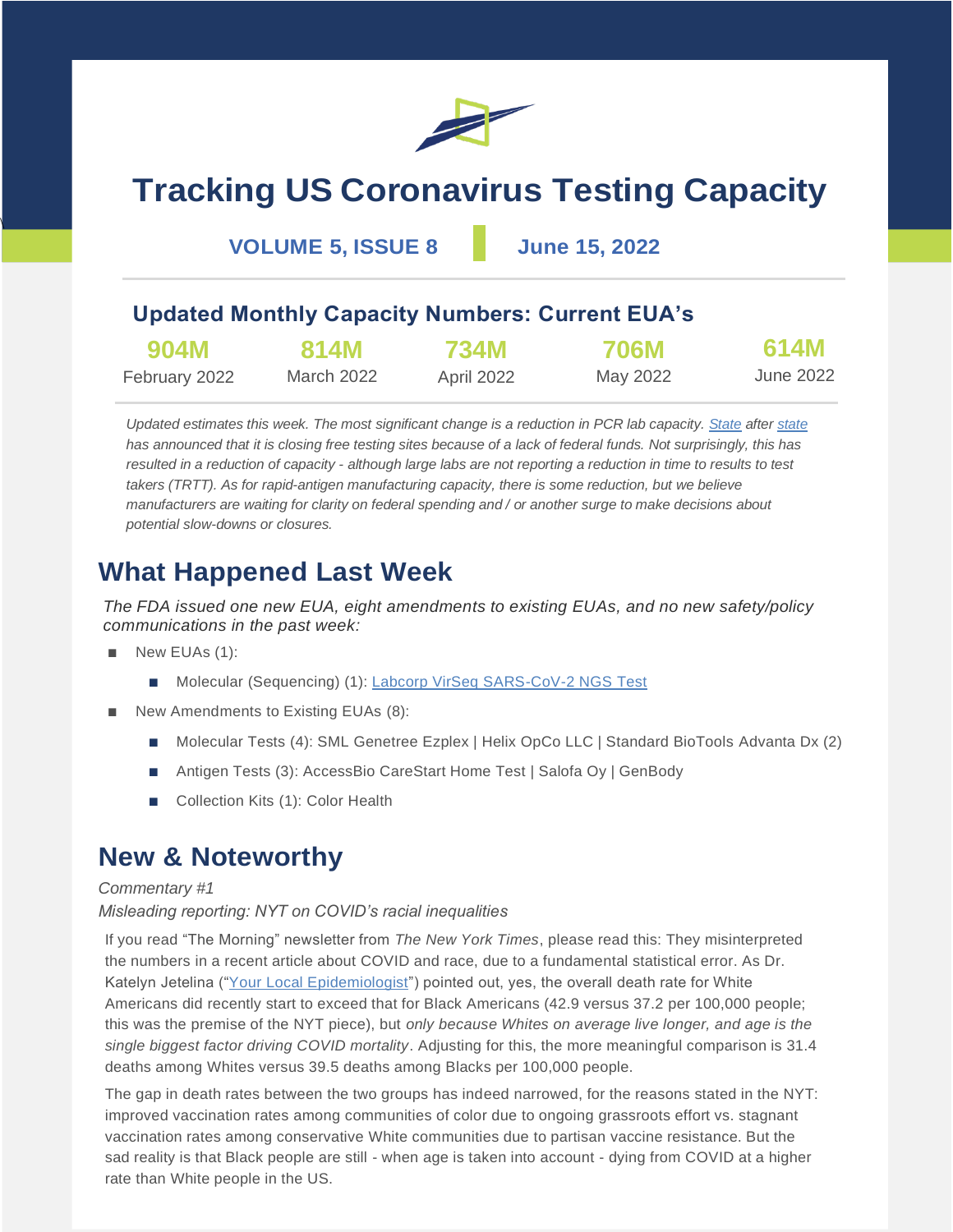# Tracking US Coronavirus Testing Capacity

**VOLUME 5, ISSUE 8** | **June 15, 2022**

## Updated Monthly Capacity Numbers: Current EUA's

| 904M | 814M | 734M | 706M | 614M |
|---|---|---|---|---|
| February 2022 | March 2022 | April 2022 | May 2022 | June 2022 |

*Updated estimates this week. The most significant change is a reduction in PCR lab capacity. [State](#) after [state](#) has announced that it is closing free testing sites because of a lack of federal funds. Not surprisingly, this has resulted in a reduction of capacity - although large labs are not reporting a reduction in time to results to test takers (TRTT). As for rapid-antigen manufacturing capacity, there is some reduction, but we believe manufacturers are waiting for clarity on federal spending and / or another surge to make decisions about potential slow-downs or closures.*

## What Happened Last Week

*The FDA issued one new EUA, eight amendments to existing EUAs, and no new safety/policy communications in the past week:*

- New EUAs (1):
  - Molecular (Sequencing) (1): [Labcorp VirSeq SARS-CoV-2 NGS Test](#)
- New Amendments to Existing EUAs (8):
  - Molecular Tests (4): SML Genetree Ezplex | Helix OpCo LLC | Standard BioTools Advanta Dx (2)
  - Antigen Tests (3): AccessBio CareStart Home Test | Salofa Oy | GenBody
  - Collection Kits (1): Color Health

## New & Noteworthy

*Commentary #1*

*Misleading reporting: NYT on COVID's racial inequalities*

If you read "The Morning" newsletter from *The New York Times*, please read this: They misinterpreted the numbers in a recent article about COVID and race, due to a fundamental statistical error. As Dr. Katelyn Jetelina ("[Your Local Epidemiologist](#)") pointed out, yes, the overall death rate for White Americans did recently start to exceed that for Black Americans (42.9 versus 37.2 per 100,000 people; this was the premise of the NYT piece), but *only because Whites on average live longer, and age is the single biggest factor driving COVID mortality*. Adjusting for this, the more meaningful comparison is 31.4 deaths among Whites versus 39.5 deaths among Blacks per 100,000 people.

The gap in death rates between the two groups has indeed narrowed, for the reasons stated in the NYT: improved vaccination rates among communities of color due to ongoing grassroots effort vs. stagnant vaccination rates among conservative White communities due to partisan vaccine resistance. But the sad reality is that Black people are still - when age is taken into account - dying from COVID at a higher rate than White people in the US.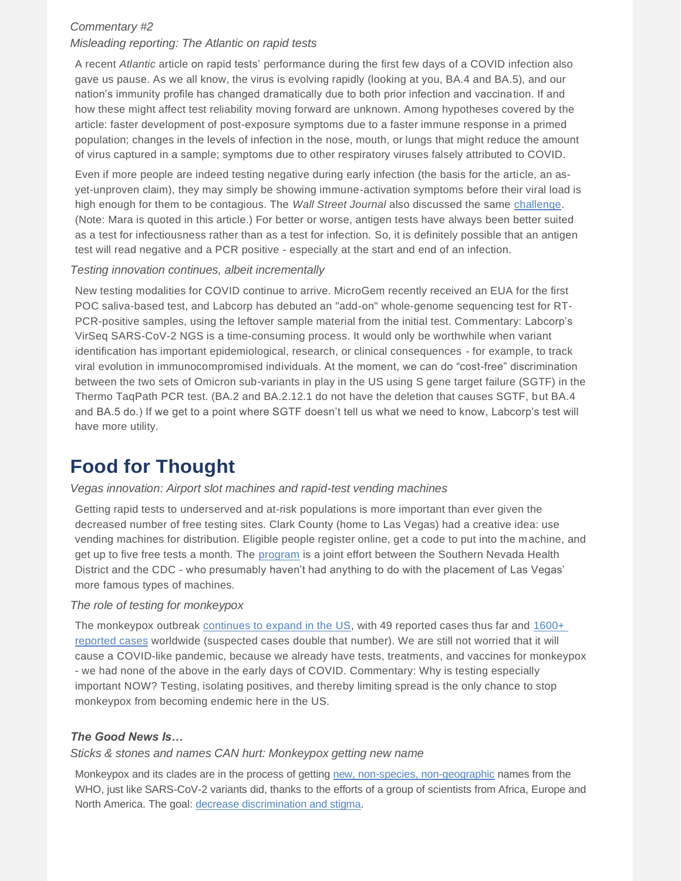*Commentary #2*

*Misleading reporting: The Atlantic on rapid tests*

A recent *Atlantic* article on rapid tests' performance during the first few days of a COVID infection also gave us pause. As we all know, the virus is evolving rapidly (looking at you, BA.4 and BA.5), and our nation's immunity profile has changed dramatically due to both prior infection and vaccination. If and how these might affect test reliability moving forward are unknown. Among hypotheses covered by the article: faster development of post-exposure symptoms due to a faster immune response in a primed population; changes in the levels of infection in the nose, mouth, or lungs that might reduce the amount of virus captured in a sample; symptoms due to other respiratory viruses falsely attributed to COVID.

Even if more people are indeed testing negative during early infection (the basis for the article, an as-yet-unproven claim), they may simply be showing immune-activation symptoms before their viral load is high enough for them to be contagious. The *Wall Street Journal* also discussed the same [challenge](). (Note: Mara is quoted in this article.) For better or worse, antigen tests have always been better suited as a test for infectiousness rather than as a test for infection. So, it is definitely possible that an antigen test will read negative and a PCR positive - especially at the start and end of an infection.

*Testing innovation continues, albeit incrementally*

New testing modalities for COVID continue to arrive. MicroGem recently received an EUA for the first POC saliva-based test, and Labcorp has debuted an "add-on" whole-genome sequencing test for RT-PCR-positive samples, using the leftover sample material from the initial test. Commentary: Labcorp's VirSeq SARS-CoV-2 NGS is a time-consuming process. It would only be worthwhile when variant identification has important epidemiological, research, or clinical consequences - for example, to track viral evolution in immunocompromised individuals. At the moment, we can do "cost-free" discrimination between the two sets of Omicron sub-variants in play in the US using S gene target failure (SGTF) in the Thermo TaqPath PCR test. (BA.2 and BA.2.12.1 do not have the deletion that causes SGTF, but BA.4 and BA.5 do.) If we get to a point where SGTF doesn't tell us what we need to know, Labcorp's test will have more utility.

# Food for Thought

*Vegas innovation: Airport slot machines and rapid-test vending machines*

Getting rapid tests to underserved and at-risk populations is more important than ever given the decreased number of free testing sites. Clark County (home to Las Vegas) had a creative idea: use vending machines for distribution. Eligible people register online, get a code to put into the machine, and get up to five free tests a month. The [program]() is a joint effort between the Southern Nevada Health District and the CDC - who presumably haven't had anything to do with the placement of Las Vegas' more famous types of machines.

*The role of testing for monkeypox*

The monkeypox outbreak [continues to expand in the US](), with 49 reported cases thus far and [1600+ reported cases]() worldwide (suspected cases double that number). We are still not worried that it will cause a COVID-like pandemic, because we already have tests, treatments, and vaccines for monkeypox - we had none of the above in the early days of COVID. Commentary: Why is testing especially important NOW? Testing, isolating positives, and thereby limiting spread is the only chance to stop monkeypox from becoming endemic here in the US.

***The Good News Is…***

*Sticks & stones and names CAN hurt: Monkeypox getting new name*

Monkeypox and its clades are in the process of getting [new, non-species, non-geographic]() names from the WHO, just like SARS-CoV-2 variants did, thanks to the efforts of a group of scientists from Africa, Europe and North America. The goal: [decrease discrimination and stigma]().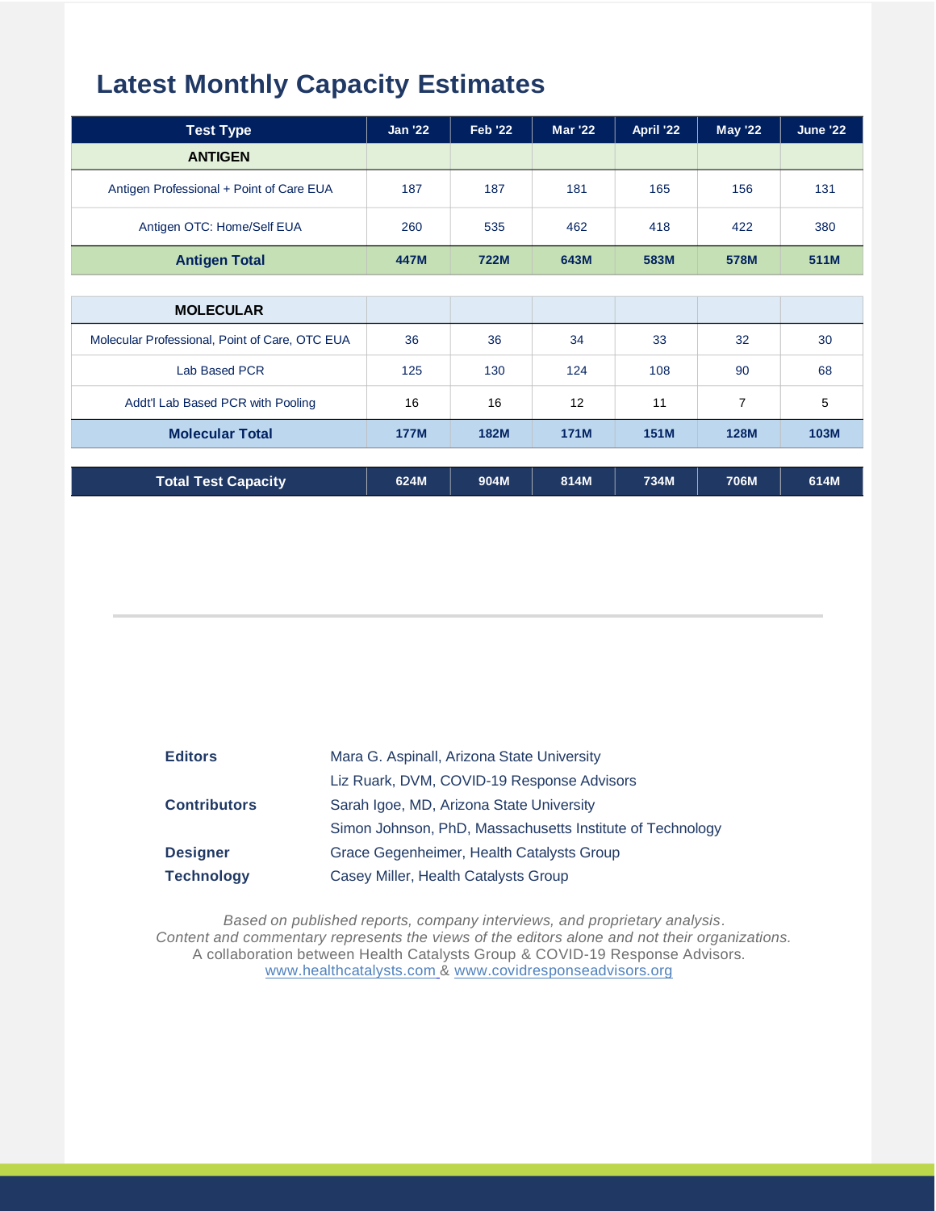## Latest Monthly Capacity Estimates

| Test Type | Jan '22 | Feb '22 | Mar '22 | April '22 | May '22 | June '22 |
|---|---|---|---|---|---|---|
| **ANTIGEN** | | | | | | |
| Antigen Professional + Point of Care EUA | 187 | 187 | 181 | 165 | 156 | 131 |
| Antigen OTC: Home/Self EUA | 260 | 535 | 462 | 418 | 422 | 380 |
| **Antigen Total** | **447M** | **722M** | **643M** | **583M** | **578M** | **511M** |
| **MOLECULAR** | | | | | | |
| Molecular Professional, Point of Care, OTC EUA | 36 | 36 | 34 | 33 | 32 | 30 |
| Lab Based PCR | 125 | 130 | 124 | 108 | 90 | 68 |
| Addt'l Lab Based PCR with Pooling | 16 | 16 | 12 | 11 | 7 | 5 |
| **Molecular Total** | **177M** | **182M** | **171M** | **151M** | **128M** | **103M** |
| **Total Test Capacity** | **624M** | **904M** | **814M** | **734M** | **706M** | **614M** |

---

| | |
|---|---|
| **Editors** | Mara G. Aspinall, Arizona State University |
| | Liz Ruark, DVM, COVID-19 Response Advisors |
| **Contributors** | Sarah Igoe, MD, Arizona State University |
| | Simon Johnson, PhD, Massachusetts Institute of Technology |
| **Designer** | Grace Gegenheimer, Health Catalysts Group |
| **Technology** | Casey Miller, Health Catalysts Group |

*Based on published reports, company interviews, and proprietary analysis.*
*Content and commentary represents the views of the editors alone and not their organizations.*
A collaboration between Health Catalysts Group & COVID-19 Response Advisors.
www.healthcatalysts.com & www.covidresponseadvisors.org